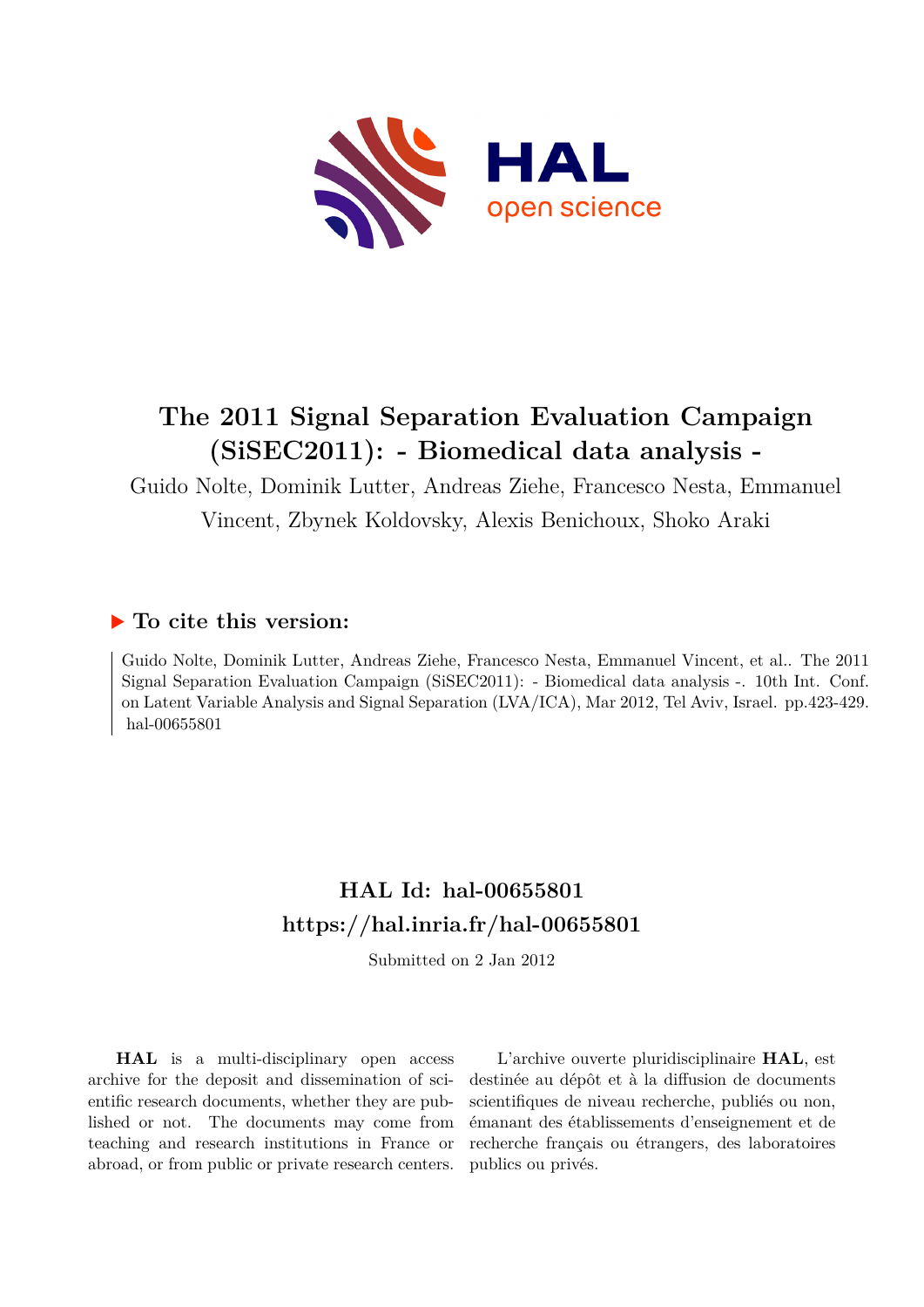# The 2011 Signal Separation Evaluation Campaign (SiSEC2011): - Biomedical data analysis -

Guido Nolte, Dominik Lutter, Andreas Ziehe, Francesco Nesta, Emmanuel Vincent, Zbynek Koldovsky, Alexis Benichoux, Shoko Araki

## ▶ To cite this version:

Guido Nolte, Dominik Lutter, Andreas Ziehe, Francesco Nesta, Emmanuel Vincent, et al.. The 2011 Signal Separation Evaluation Campaign (SiSEC2011): - Biomedical data analysis -. 10th Int. Conf. on Latent Variable Analysis and Signal Separation (LVA/ICA), Mar 2012, Tel Aviv, Israel. pp.423-429. hal-00655801

## HAL Id: hal-00655801
## https://hal.inria.fr/hal-00655801

Submitted on 2 Jan 2012

**HAL** is a multi-disciplinary open access archive for the deposit and dissemination of scientific research documents, whether they are published or not. The documents may come from teaching and research institutions in France or abroad, or from public or private research centers.

L'archive ouverte pluridisciplinaire **HAL**, est destinée au dépôt et à la diffusion de documents scientifiques de niveau recherche, publiés ou non, émanant des établissements d'enseignement et de recherche français ou étrangers, des laboratoires publics ou privés.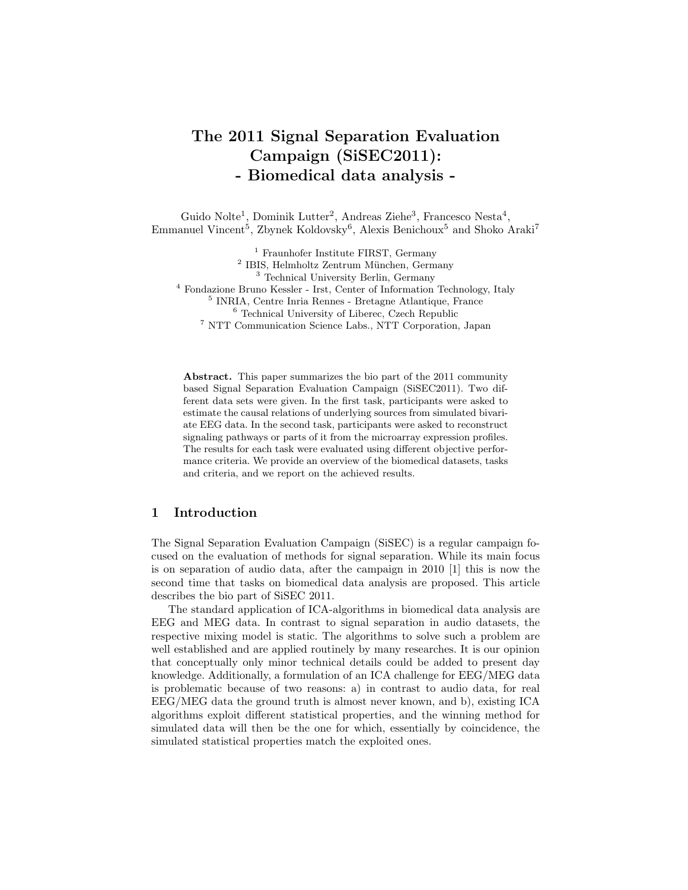# The 2011 Signal Separation Evaluation Campaign (SiSEC2011): - Biomedical data analysis -

Guido Nolte[1], Dominik Lutter[2], Andreas Ziehe[3], Francesco Nesta[4], Emmanuel Vincent[5], Zbynek Koldovsky[6], Alexis Benichoux[5] and Shoko Araki[7]

[1] Fraunhofer Institute FIRST, Germany
[2] IBIS, Helmholtz Zentrum München, Germany
[3] Technical University Berlin, Germany
[4] Fondazione Bruno Kessler - Irst, Center of Information Technology, Italy
[5] INRIA, Centre Inria Rennes - Bretagne Atlantique, France
[6] Technical University of Liberec, Czech Republic
[7] NTT Communication Science Labs., NTT Corporation, Japan

**Abstract.** This paper summarizes the bio part of the 2011 community based Signal Separation Evaluation Campaign (SiSEC2011). Two different data sets were given. In the first task, participants were asked to estimate the causal relations of underlying sources from simulated bivariate EEG data. In the second task, participants were asked to reconstruct signaling pathways or parts of it from the microarray expression profiles. The results for each task were evaluated using different objective performance criteria. We provide an overview of the biomedical datasets, tasks and criteria, and we report on the achieved results.

## 1 Introduction

The Signal Separation Evaluation Campaign (SiSEC) is a regular campaign focused on the evaluation of methods for signal separation. While its main focus is on separation of audio data, after the campaign in 2010 [1] this is now the second time that tasks on biomedical data analysis are proposed. This article describes the bio part of SiSEC 2011.

The standard application of ICA-algorithms in biomedical data analysis are EEG and MEG data. In contrast to signal separation in audio datasets, the respective mixing model is static. The algorithms to solve such a problem are well established and are applied routinely by many researches. It is our opinion that conceptually only minor technical details could be added to present day knowledge. Additionally, a formulation of an ICA challenge for EEG/MEG data is problematic because of two reasons: a) in contrast to audio data, for real EEG/MEG data the ground truth is almost never known, and b), existing ICA algorithms exploit different statistical properties, and the winning method for simulated data will then be the one for which, essentially by coincidence, the simulated statistical properties match the exploited ones.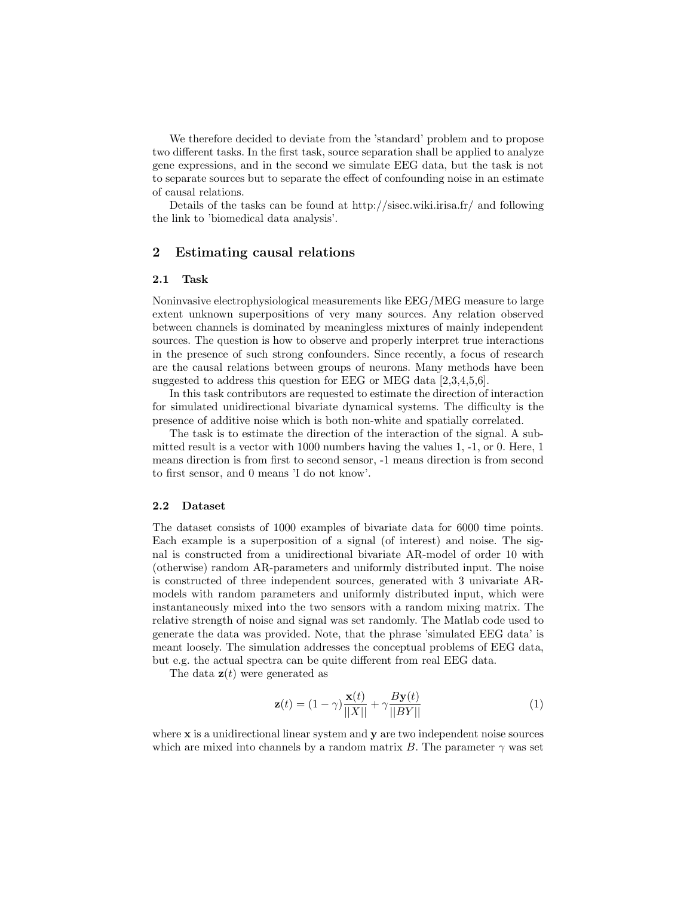We therefore decided to deviate from the 'standard' problem and to propose two different tasks. In the first task, source separation shall be applied to analyze gene expressions, and in the second we simulate EEG data, but the task is not to separate sources but to separate the effect of confounding noise in an estimate of causal relations.

Details of the tasks can be found at http://sisec.wiki.irisa.fr/ and following the link to 'biomedical data analysis'.

## 2 Estimating causal relations

### 2.1 Task

Noninvasive electrophysiological measurements like EEG/MEG measure to large extent unknown superpositions of very many sources. Any relation observed between channels is dominated by meaningless mixtures of mainly independent sources. The question is how to observe and properly interpret true interactions in the presence of such strong confounders. Since recently, a focus of research are the causal relations between groups of neurons. Many methods have been suggested to address this question for EEG or MEG data [2,3,4,5,6].

In this task contributors are requested to estimate the direction of interaction for simulated unidirectional bivariate dynamical systems. The difficulty is the presence of additive noise which is both non-white and spatially correlated.

The task is to estimate the direction of the interaction of the signal. A submitted result is a vector with 1000 numbers having the values 1, -1, or 0. Here, 1 means direction is from first to second sensor, -1 means direction is from second to first sensor, and 0 means 'I do not know'.

### 2.2 Dataset

The dataset consists of 1000 examples of bivariate data for 6000 time points. Each example is a superposition of a signal (of interest) and noise. The signal is constructed from a unidirectional bivariate AR-model of order 10 with (otherwise) random AR-parameters and uniformly distributed input. The noise is constructed of three independent sources, generated with 3 univariate AR-models with random parameters and uniformly distributed input, which were instantaneously mixed into the two sensors with a random mixing matrix. The relative strength of noise and signal was set randomly. The Matlab code used to generate the data was provided. Note, that the phrase 'simulated EEG data' is meant loosely. The simulation addresses the conceptual problems of EEG data, but e.g. the actual spectra can be quite different from real EEG data.

The data $\mathbf{z}(t)$ were generated as

$$\mathbf{z}(t) = (1-\gamma)\frac{\mathbf{x}(t)}{||X||} + \gamma\frac{B\mathbf{y}(t)}{||BY||} \tag{1}$$

where $\mathbf{x}$ is a unidirectional linear system and $\mathbf{y}$ are two independent noise sources which are mixed into channels by a random matrix $B$. The parameter $\gamma$ was set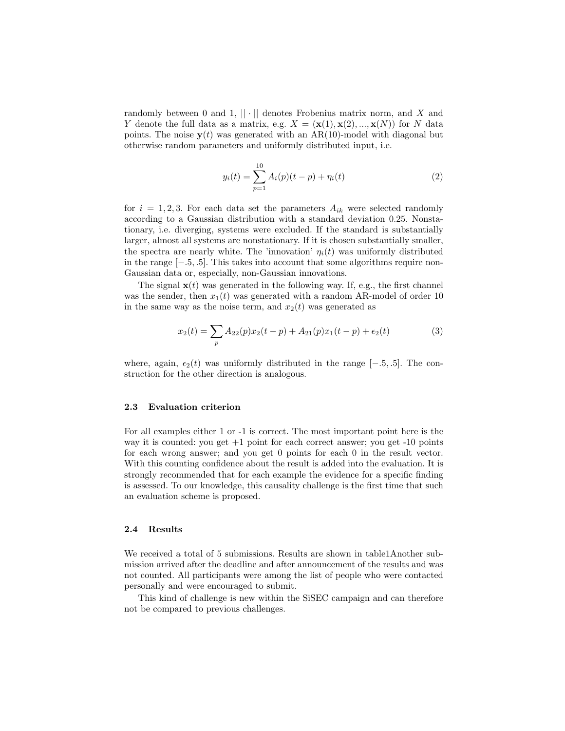randomly between 0 and 1, $||\cdot||$ denotes Frobenius matrix norm, and $X$ and $Y$ denote the full data as a matrix, e.g. $X = (\mathbf{x}(1), \mathbf{x}(2), ..., \mathbf{x}(N))$ for $N$ data points. The noise $\mathbf{y}(t)$ was generated with an AR(10)-model with diagonal but otherwise random parameters and uniformly distributed input, i.e.

$$y_i(t) = \sum_{p=1}^{10} A_i(p)(t-p) + \eta_i(t) \tag{2}$$

for $i = 1, 2, 3$. For each data set the parameters $A_{ik}$ were selected randomly according to a Gaussian distribution with a standard deviation 0.25. Nonstationary, i.e. diverging, systems were excluded. If the standard is substantially larger, almost all systems are nonstationary. If it is chosen substantially smaller, the spectra are nearly white. The 'innovation' $\eta_i(t)$ was uniformly distributed in the range $[-.5, .5]$. This takes into account that some algorithms require non-Gaussian data or, especially, non-Gaussian innovations.

The signal $\mathbf{x}(t)$ was generated in the following way. If, e.g., the first channel was the sender, then $x_1(t)$ was generated with a random AR-model of order 10 in the same way as the noise term, and $x_2(t)$ was generated as

$$x_2(t) = \sum_p A_{22}(p)x_2(t-p) + A_{21}(p)x_1(t-p) + \epsilon_2(t) \tag{3}$$

where, again, $\epsilon_2(t)$ was uniformly distributed in the range $[-.5, .5]$. The construction for the other direction is analogous.

### 2.3 Evaluation criterion

For all examples either 1 or -1 is correct. The most important point here is the way it is counted: you get +1 point for each correct answer; you get -10 points for each wrong answer; and you get 0 points for each 0 in the result vector. With this counting confidence about the result is added into the evaluation. It is strongly recommended that for each example the evidence for a specific finding is assessed. To our knowledge, this causality challenge is the first time that such an evaluation scheme is proposed.

### 2.4 Results

We received a total of 5 submissions. Results are shown in table1Another submission arrived after the deadline and after announcement of the results and was not counted. All participants were among the list of people who were contacted personally and were encouraged to submit.

This kind of challenge is new within the SiSEC campaign and can therefore not be compared to previous challenges.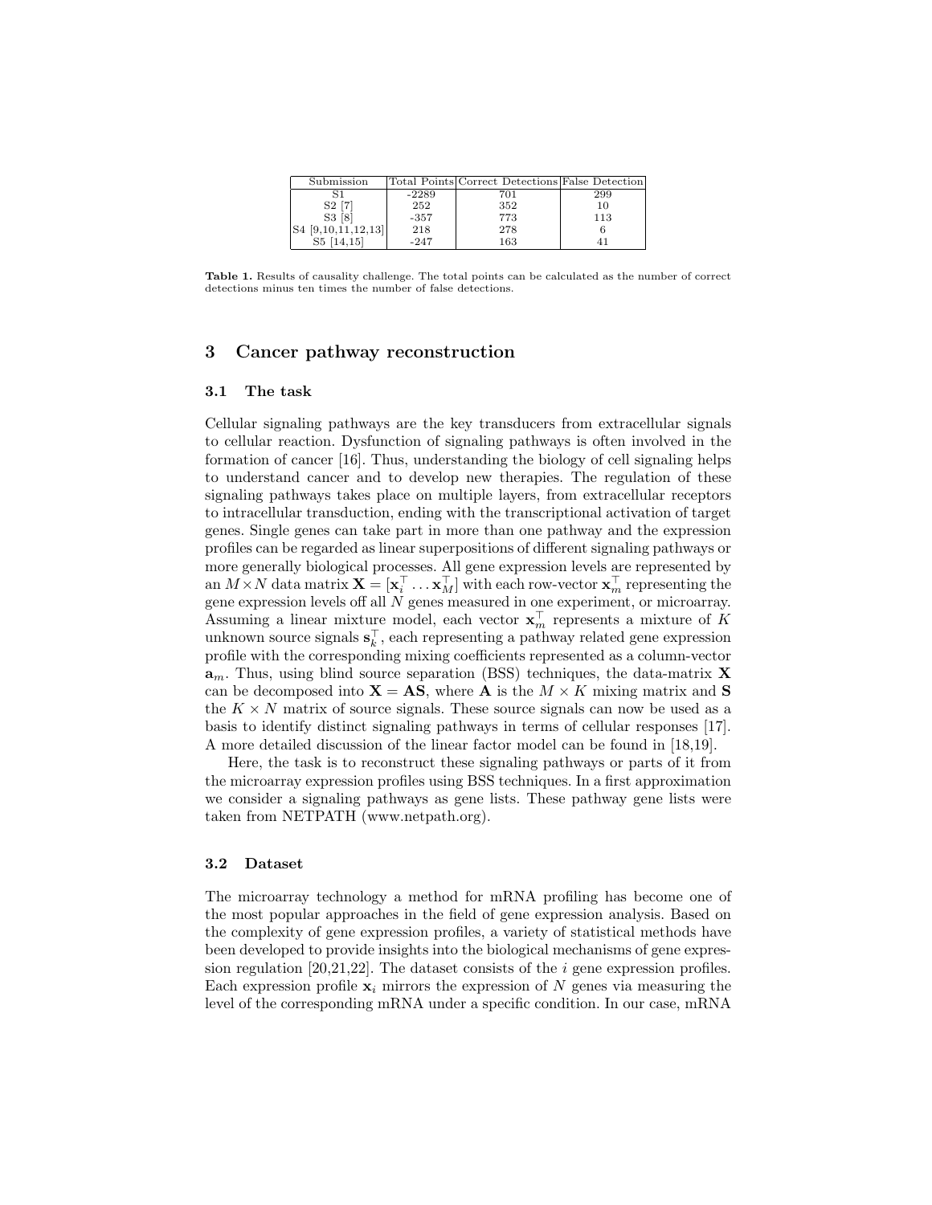| Submission | Total Points | Correct Detections | False Detection |
|---|---|---|---|
| S1 | -2289 | 701 | 299 |
| S2 [7] | 252 | 352 | 10 |
| S3 [8] | -357 | 773 | 113 |
| S4 [9,10,11,12,13] | 218 | 278 | 6 |
| S5 [14,15] | -247 | 163 | 41 |

**Table 1.** Results of causality challenge. The total points can be calculated as the number of correct detections minus ten times the number of false detections.

## 3 Cancer pathway reconstruction

### 3.1 The task

Cellular signaling pathways are the key transducers from extracellular signals to cellular reaction. Dysfunction of signaling pathways is often involved in the formation of cancer [16]. Thus, understanding the biology of cell signaling helps to understand cancer and to develop new therapies. The regulation of these signaling pathways takes place on multiple layers, from extracellular receptors to intracellular transduction, ending with the transcriptional activation of target genes. Single genes can take part in more than one pathway and the expression profiles can be regarded as linear superpositions of different signaling pathways or more generally biological processes. All gene expression levels are represented by an $M \times N$ data matrix $\mathbf{X} = [\mathbf{x}_i^\top \ldots \mathbf{x}_M^\top]$ with each row-vector $\mathbf{x}_m^\top$ representing the gene expression levels off all $N$ genes measured in one experiment, or microarray. Assuming a linear mixture model, each vector $\mathbf{x}_m^\top$ represents a mixture of $K$ unknown source signals $\mathbf{s}_k^\top$, each representing a pathway related gene expression profile with the corresponding mixing coefficients represented as a column-vector $\mathbf{a}_m$. Thus, using blind source separation (BSS) techniques, the data-matrix $\mathbf{X}$ can be decomposed into $\mathbf{X} = \mathbf{AS}$, where $\mathbf{A}$ is the $M \times K$ mixing matrix and $\mathbf{S}$ the $K \times N$ matrix of source signals. These source signals can now be used as a basis to identify distinct signaling pathways in terms of cellular responses [17]. A more detailed discussion of the linear factor model can be found in [18,19].

Here, the task is to reconstruct these signaling pathways or parts of it from the microarray expression profiles using BSS techniques. In a first approximation we consider a signaling pathways as gene lists. These pathway gene lists were taken from NETPATH (www.netpath.org).

### 3.2 Dataset

The microarray technology a method for mRNA profiling has become one of the most popular approaches in the field of gene expression analysis. Based on the complexity of gene expression profiles, a variety of statistical methods have been developed to provide insights into the biological mechanisms of gene expression regulation [20,21,22]. The dataset consists of the $i$ gene expression profiles. Each expression profile $\mathbf{x}_i$ mirrors the expression of $N$ genes via measuring the level of the corresponding mRNA under a specific condition. In our case, mRNA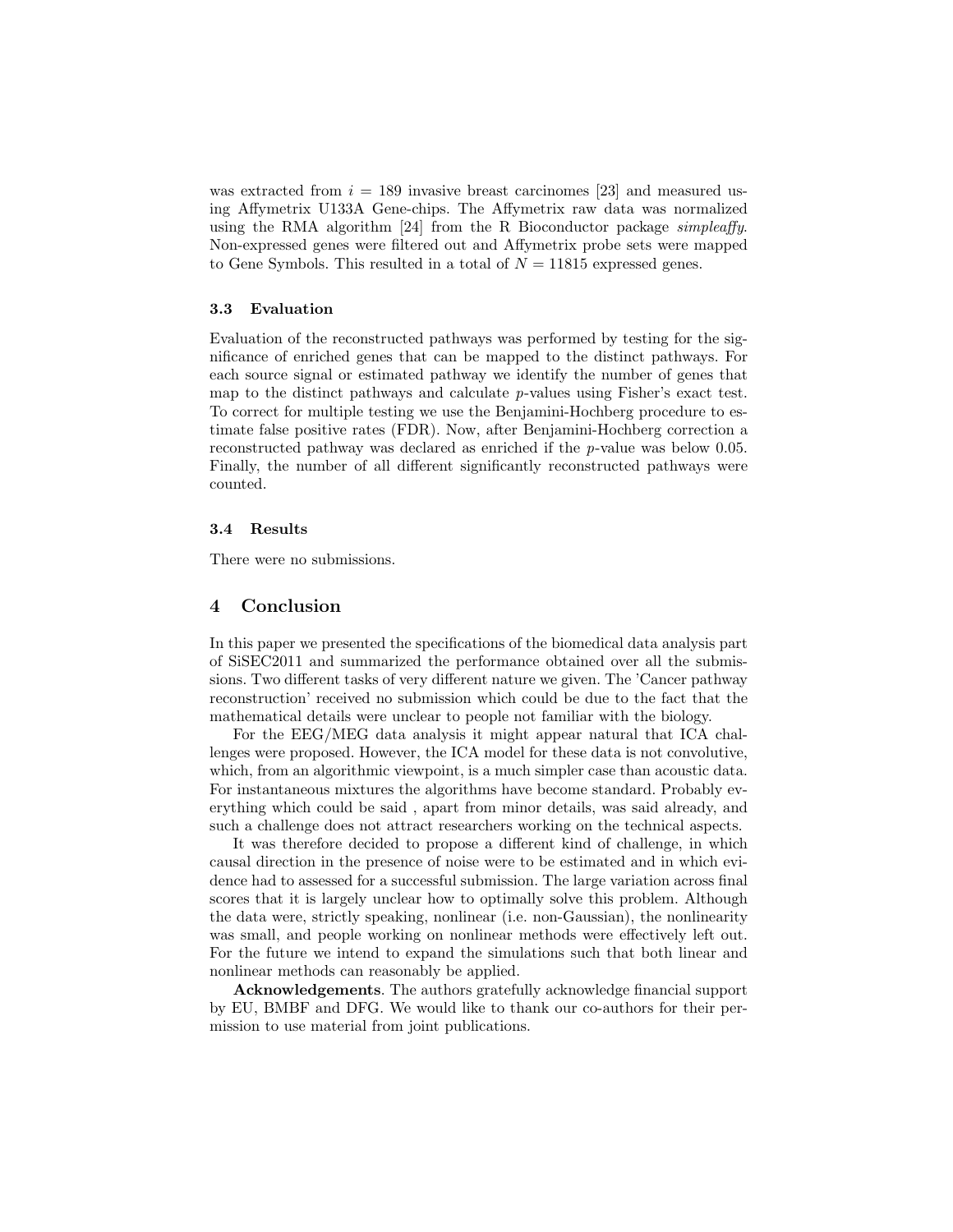was extracted from $i = 189$ invasive breast carcinomes [23] and measured using Affymetrix U133A Gene-chips. The Affymetrix raw data was normalized using the RMA algorithm [24] from the R Bioconductor package *simpleaffy*. Non-expressed genes were filtered out and Affymetrix probe sets were mapped to Gene Symbols. This resulted in a total of $N = 11815$ expressed genes.

### 3.3 Evaluation

Evaluation of the reconstructed pathways was performed by testing for the significance of enriched genes that can be mapped to the distinct pathways. For each source signal or estimated pathway we identify the number of genes that map to the distinct pathways and calculate $p$-values using Fisher's exact test. To correct for multiple testing we use the Benjamini-Hochberg procedure to estimate false positive rates (FDR). Now, after Benjamini-Hochberg correction a reconstructed pathway was declared as enriched if the $p$-value was below 0.05. Finally, the number of all different significantly reconstructed pathways were counted.

### 3.4 Results

There were no submissions.

## 4 Conclusion

In this paper we presented the specifications of the biomedical data analysis part of SiSEC2011 and summarized the performance obtained over all the submissions. Two different tasks of very different nature we given. The 'Cancer pathway reconstruction' received no submission which could be due to the fact that the mathematical details were unclear to people not familiar with the biology.

For the EEG/MEG data analysis it might appear natural that ICA challenges were proposed. However, the ICA model for these data is not convolutive, which, from an algorithmic viewpoint, is a much simpler case than acoustic data. For instantaneous mixtures the algorithms have become standard. Probably everything which could be said , apart from minor details, was said already, and such a challenge does not attract researchers working on the technical aspects.

It was therefore decided to propose a different kind of challenge, in which causal direction in the presence of noise were to be estimated and in which evidence had to assessed for a successful submission. The large variation across final scores that it is largely unclear how to optimally solve this problem. Although the data were, strictly speaking, nonlinear (i.e. non-Gaussian), the nonlinearity was small, and people working on nonlinear methods were effectively left out. For the future we intend to expand the simulations such that both linear and nonlinear methods can reasonably be applied.

**Acknowledgements**. The authors gratefully acknowledge financial support by EU, BMBF and DFG. We would like to thank our co-authors for their permission to use material from joint publications.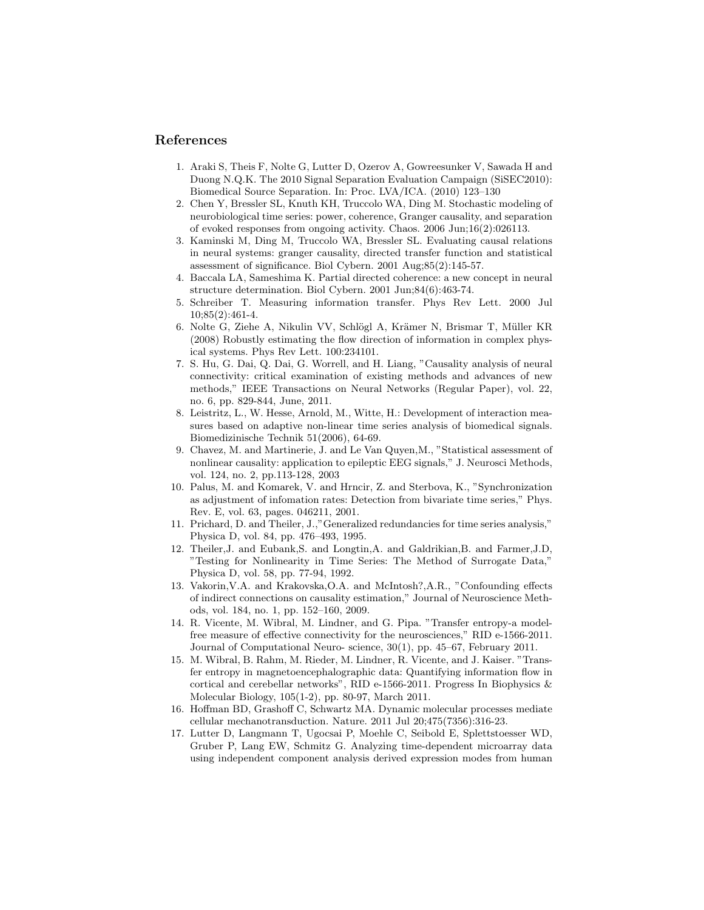## References

1. Araki S, Theis F, Nolte G, Lutter D, Ozerov A, Gowreesunker V, Sawada H and Duong N.Q.K. The 2010 Signal Separation Evaluation Campaign (SiSEC2010): Biomedical Source Separation. In: Proc. LVA/ICA. (2010) 123–130
2. Chen Y, Bressler SL, Knuth KH, Truccolo WA, Ding M. Stochastic modeling of neurobiological time series: power, coherence, Granger causality, and separation of evoked responses from ongoing activity. Chaos. 2006 Jun;16(2):026113.
3. Kaminski M, Ding M, Truccolo WA, Bressler SL. Evaluating causal relations in neural systems: granger causality, directed transfer function and statistical assessment of significance. Biol Cybern. 2001 Aug;85(2):145-57.
4. Baccala LA, Sameshima K. Partial directed coherence: a new concept in neural structure determination. Biol Cybern. 2001 Jun;84(6):463-74.
5. Schreiber T. Measuring information transfer. Phys Rev Lett. 2000 Jul 10;85(2):461-4.
6. Nolte G, Ziehe A, Nikulin VV, Schlögl A, Krämer N, Brismar T, Müller KR (2008) Robustly estimating the flow direction of information in complex physical systems. Phys Rev Lett. 100:234101.
7. S. Hu, G. Dai, Q. Dai, G. Worrell, and H. Liang, "Causality analysis of neural connectivity: critical examination of existing methods and advances of new methods," IEEE Transactions on Neural Networks (Regular Paper), vol. 22, no. 6, pp. 829-844, June, 2011.
8. Leistritz, L., W. Hesse, Arnold, M., Witte, H.: Development of interaction measures based on adaptive non-linear time series analysis of biomedical signals. Biomedizinische Technik 51(2006), 64-69.
9. Chavez, M. and Martinerie, J. and Le Van Quyen,M., "Statistical assessment of nonlinear causality: application to epileptic EEG signals," J. Neurosci Methods, vol. 124, no. 2, pp.113-128, 2003
10. Palus, M. and Komarek, V. and Hrncir, Z. and Sterbova, K., "Synchronization as adjustment of infomation rates: Detection from bivariate time series," Phys. Rev. E, vol. 63, pages. 046211, 2001.
11. Prichard, D. and Theiler, J.,"Generalized redundancies for time series analysis," Physica D, vol. 84, pp. 476–493, 1995.
12. Theiler,J. and Eubank,S. and Longtin,A. and Galdrikian,B. and Farmer,J.D, "Testing for Nonlinearity in Time Series: The Method of Surrogate Data," Physica D, vol. 58, pp. 77-94, 1992.
13. Vakorin,V.A. and Krakovska,O.A. and McIntosh?,A.R., "Confounding effects of indirect connections on causality estimation," Journal of Neuroscience Methods, vol. 184, no. 1, pp. 152–160, 2009.
14. R. Vicente, M. Wibral, M. Lindner, and G. Pipa. "Transfer entropy-a model-free measure of effective connectivity for the neurosciences," RID e-1566-2011. Journal of Computational Neuro- science, 30(1), pp. 45–67, February 2011.
15. M. Wibral, B. Rahm, M. Rieder, M. Lindner, R. Vicente, and J. Kaiser. "Transfer entropy in magnetoencephalographic data: Quantifying information flow in cortical and cerebellar networks", RID e-1566-2011. Progress In Biophysics & Molecular Biology, 105(1-2), pp. 80-97, March 2011.
16. Hoffman BD, Grashoff C, Schwartz MA. Dynamic molecular processes mediate cellular mechanotransduction. Nature. 2011 Jul 20;475(7356):316-23.
17. Lutter D, Langmann T, Ugocsai P, Moehle C, Seibold E, Splettstoesser WD, Gruber P, Lang EW, Schmitz G. Analyzing time-dependent microarray data using independent component analysis derived expression modes from human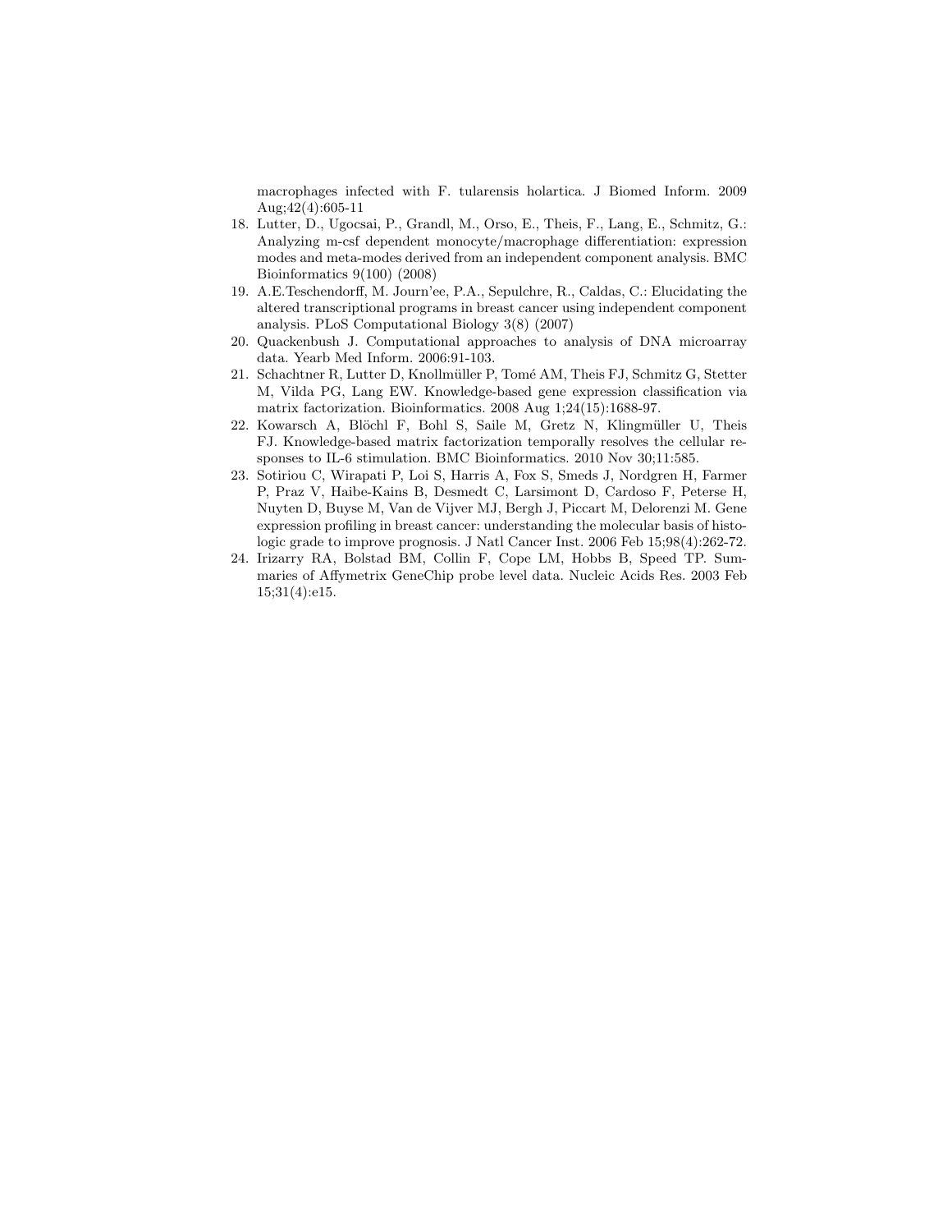macrophages infected with F. tularensis holartica. J Biomed Inform. 2009 Aug;42(4):605-11

18. Lutter, D., Ugocsai, P., Grandl, M., Orso, E., Theis, F., Lang, E., Schmitz, G.: Analyzing m-csf dependent monocyte/macrophage differentiation: expression modes and meta-modes derived from an independent component analysis. BMC Bioinformatics 9(100) (2008)
19. A.E.Teschendorff, M. Journ'ee, P.A., Sepulchre, R., Caldas, C.: Elucidating the altered transcriptional programs in breast cancer using independent component analysis. PLoS Computational Biology 3(8) (2007)
20. Quackenbush J. Computational approaches to analysis of DNA microarray data. Yearb Med Inform. 2006:91-103.
21. Schachtner R, Lutter D, Knollmüller P, Tomé AM, Theis FJ, Schmitz G, Stetter M, Vilda PG, Lang EW. Knowledge-based gene expression classification via matrix factorization. Bioinformatics. 2008 Aug 1;24(15):1688-97.
22. Kowarsch A, Blöchl F, Bohl S, Saile M, Gretz N, Klingmüller U, Theis FJ. Knowledge-based matrix factorization temporally resolves the cellular responses to IL-6 stimulation. BMC Bioinformatics. 2010 Nov 30;11:585.
23. Sotiriou C, Wirapati P, Loi S, Harris A, Fox S, Smeds J, Nordgren H, Farmer P, Praz V, Haibe-Kains B, Desmedt C, Larsimont D, Cardoso F, Peterse H, Nuyten D, Buyse M, Van de Vijver MJ, Bergh J, Piccart M, Delorenzi M. Gene expression profiling in breast cancer: understanding the molecular basis of histologic grade to improve prognosis. J Natl Cancer Inst. 2006 Feb 15;98(4):262-72.
24. Irizarry RA, Bolstad BM, Collin F, Cope LM, Hobbs B, Speed TP. Summaries of Affymetrix GeneChip probe level data. Nucleic Acids Res. 2003 Feb 15;31(4):e15.